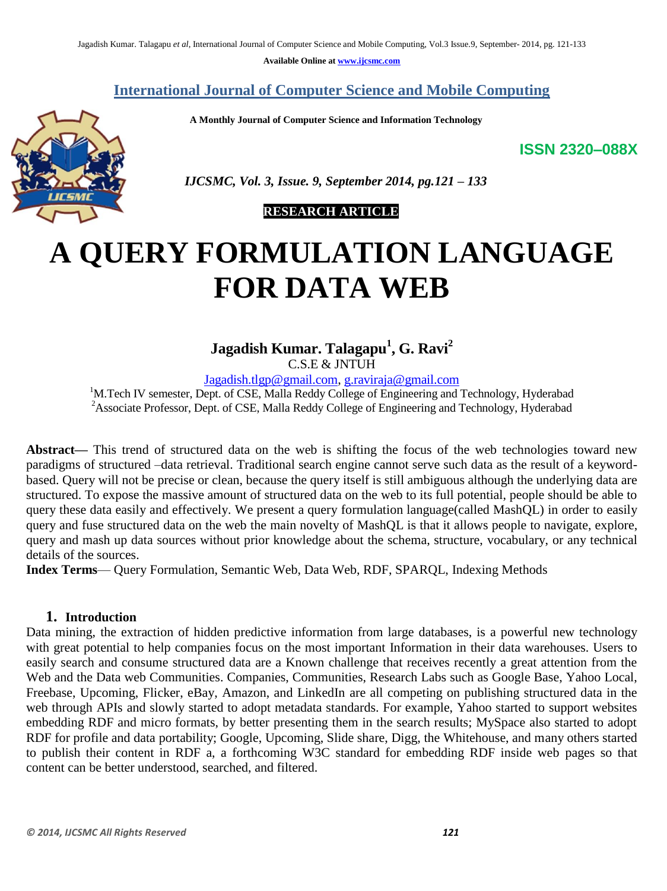Available Online at www.ijcsmc.com

# International Journal of Computer Science and Mobile Computing

**A Monthly Journal of Computer Science and Information Technology**

**ISSN 2320–088X**

*IJCSMC, Vol. 3, Issue. 9, September 2014, pg.121 – 133*

**RESEARCH ARTICLE**

# A QUERY FORMULATION LANGUAGE FOR DATA WEB

**Jagadish Kumar. Talagapu[1], G. Ravi[2]**

C.S.E & JNTUH

Jagadish.tlgp@gmail.com, g.raviraja@gmail.com

[1]M.Tech IV semester, Dept. of CSE, Malla Reddy College of Engineering and Technology, Hyderabad

[2]Associate Professor, Dept. of CSE, Malla Reddy College of Engineering and Technology, Hyderabad

**Abstract**— This trend of structured data on the web is shifting the focus of the web technologies toward new paradigms of structured –data retrieval. Traditional search engine cannot serve such data as the result of a keyword-based. Query will not be precise or clean, because the query itself is still ambiguous although the underlying data are structured. To expose the massive amount of structured data on the web to its full potential, people should be able to query these data easily and effectively. We present a query formulation language(called MashQL) in order to easily query and fuse structured data on the web the main novelty of MashQL is that it allows people to navigate, explore, query and mash up data sources without prior knowledge about the schema, structure, vocabulary, or any technical details of the sources.

**Index Terms**— Query Formulation, Semantic Web, Data Web, RDF, SPARQL, Indexing Methods

## 1. Introduction

Data mining, the extraction of hidden predictive information from large databases, is a powerful new technology with great potential to help companies focus on the most important Information in their data warehouses. Users to easily search and consume structured data are a Known challenge that receives recently a great attention from the Web and the Data web Communities. Companies, Communities, Research Labs such as Google Base, Yahoo Local, Freebase, Upcoming, Flicker, eBay, Amazon, and LinkedIn are all competing on publishing structured data in the web through APIs and slowly started to adopt metadata standards. For example, Yahoo started to support websites embedding RDF and micro formats, by better presenting them in the search results; MySpace also started to adopt RDF for profile and data portability; Google, Upcoming, Slide share, Digg, the Whitehouse, and many others started to publish their content in RDF a, a forthcoming W3C standard for embedding RDF inside web pages so that content can be better understood, searched, and filtered.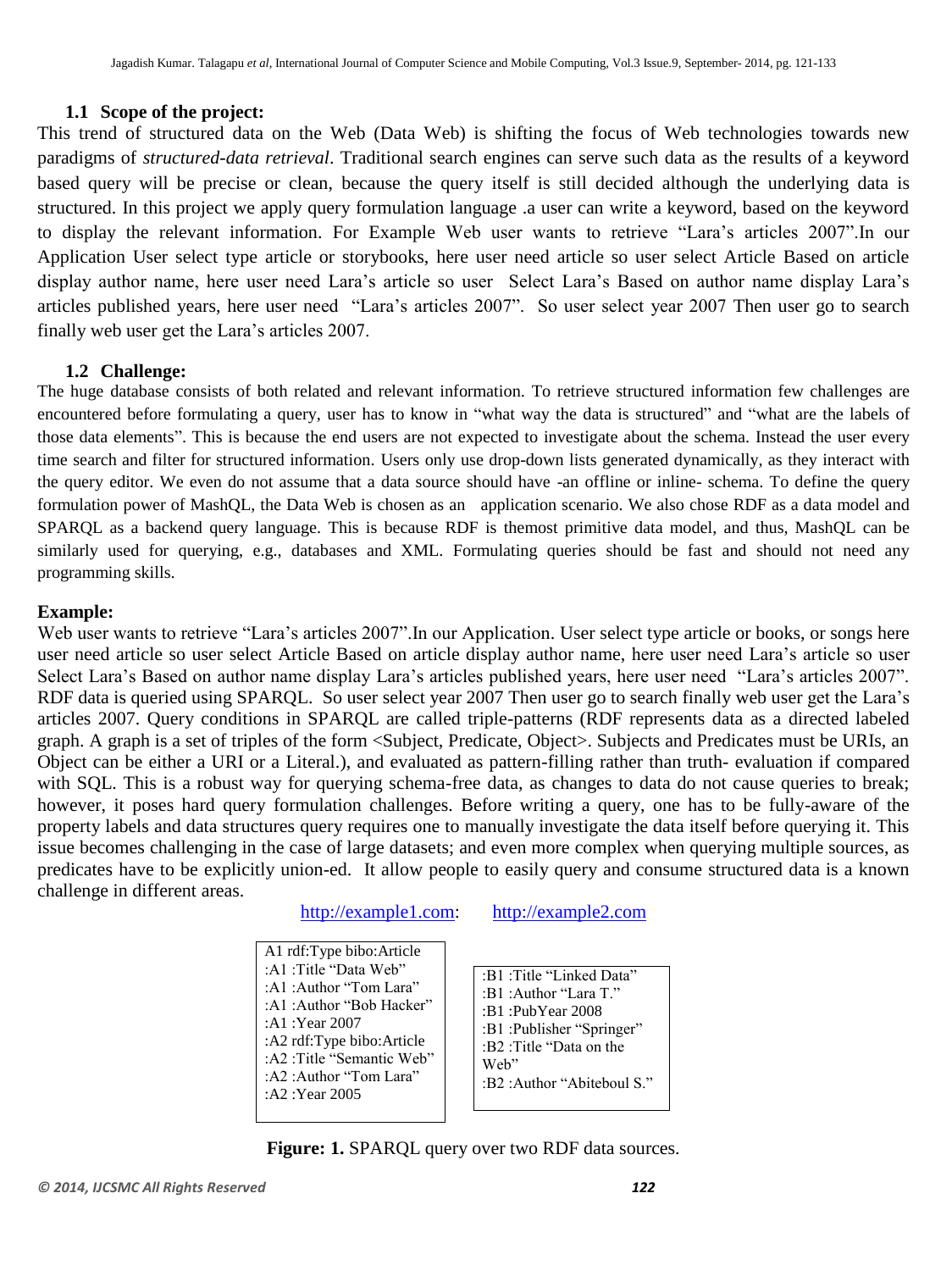### 1.1 Scope of the project:

This trend of structured data on the Web (Data Web) is shifting the focus of Web technologies towards new paradigms of *structured-data retrieval*. Traditional search engines can serve such data as the results of a keyword based query will be precise or clean, because the query itself is still decided although the underlying data is structured. In this project we apply query formulation language .a user can write a keyword, based on the keyword to display the relevant information. For Example Web user wants to retrieve "Lara's articles 2007".In our Application User select type article or storybooks, here user need article so user select Article Based on article display author name, here user need Lara's article so user Select Lara's Based on author name display Lara's articles published years, here user need "Lara's articles 2007". So user select year 2007 Then user go to search finally web user get the Lara's articles 2007.

### 1.2 Challenge:

The huge database consists of both related and relevant information. To retrieve structured information few challenges are encountered before formulating a query, user has to know in "what way the data is structured" and "what are the labels of those data elements". This is because the end users are not expected to investigate about the schema. Instead the user every time search and filter for structured information. Users only use drop-down lists generated dynamically, as they interact with the query editor. We even do not assume that a data source should have -an offline or inline- schema. To define the query formulation power of MashQL, the Data Web is chosen as an application scenario. We also chose RDF as a data model and SPARQL as a backend query language. This is because RDF is themost primitive data model, and thus, MashQL can be similarly used for querying, e.g., databases and XML. Formulating queries should be fast and should not need any programming skills.

**Example:**

Web user wants to retrieve "Lara's articles 2007".In our Application. User select type article or books, or songs here user need article so user select Article Based on article display author name, here user need Lara's article so user Select Lara's Based on author name display Lara's articles published years, here user need "Lara's articles 2007". RDF data is queried using SPARQL. So user select year 2007 Then user go to search finally web user get the Lara's articles 2007. Query conditions in SPARQL are called triple-patterns (RDF represents data as a directed labeled graph. A graph is a set of triples of the form <Subject, Predicate, Object>. Subjects and Predicates must be URIs, an Object can be either a URI or a Literal.), and evaluated as pattern-filling rather than truth- evaluation if compared with SQL. This is a robust way for querying schema-free data, as changes to data do not cause queries to break; however, it poses hard query formulation challenges. Before writing a query, one has to be fully-aware of the property labels and data structures query requires one to manually investigate the data itself before querying it. This issue becomes challenging in the case of large datasets; and even more complex when querying multiple sources, as predicates have to be explicitly union-ed. It allow people to easily query and consume structured data is a known challenge in different areas.

| http://example1.com: | http://example2.com |
|---|---|
| A1 rdf:Type bibo:Article<br>:A1 :Title "Data Web"<br>:A1 :Author "Tom Lara"<br>:A1 :Author "Bob Hacker"<br>:A1 :Year 2007<br>:A2 rdf:Type bibo:Article<br>:A2 :Title "Semantic Web"<br>:A2 :Author "Tom Lara"<br>:A2 :Year 2005 | :B1 :Title "Linked Data"<br>:B1 :Author "Lara T."<br>:B1 :PubYear 2008<br>:B1 :Publisher "Springer"<br>:B2 :Title "Data on the Web"<br>:B2 :Author "Abiteboul S." |

**Figure: 1.** SPARQL query over two RDF data sources.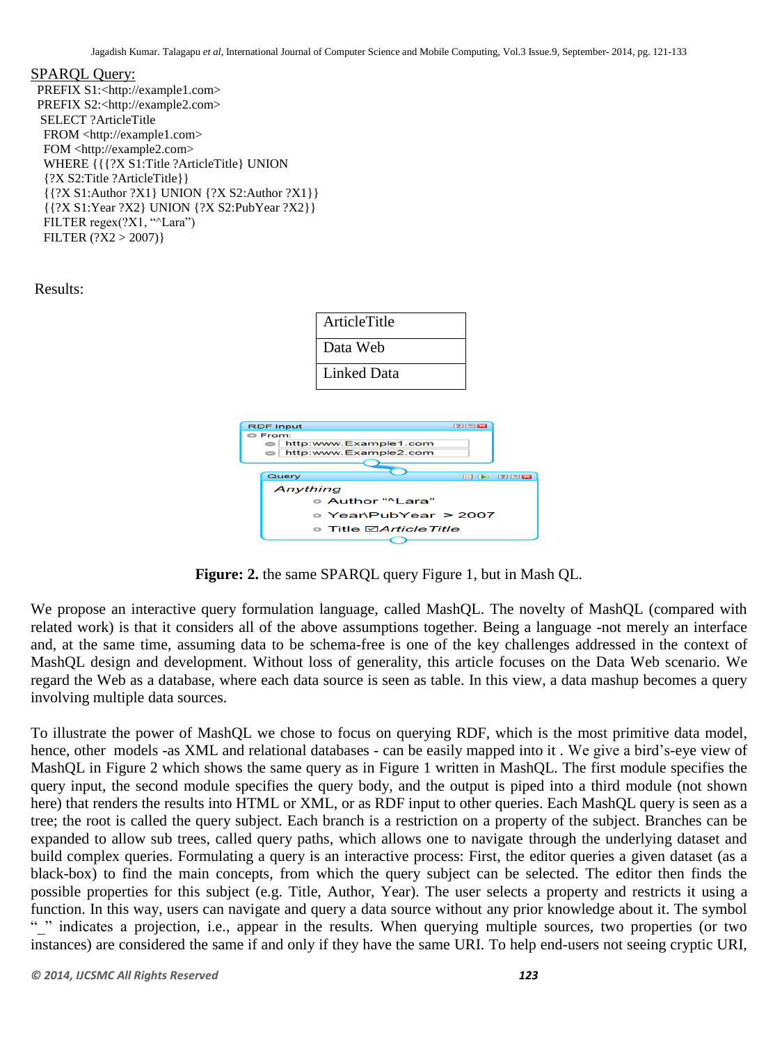SPARQL Query:

```
PREFIX S1:<http://example1.com>
PREFIX S2:<http://example2.com>
SELECT ?ArticleTitle
 FROM <http://example1.com>
 FOM <http://example2.com>
 WHERE {{{?X S1:Title ?ArticleTitle} UNION
 {?X S2:Title ?ArticleTitle}}
 {{?X S1:Author ?X1} UNION {?X S2:Author ?X1}}
 {{?X S1:Year ?X2} UNION {?X S2:PubYear ?X2}}
 FILTER regex(?X1, "^Lara")
 FILTER (?X2 > 2007)}
```

Results:

| ArticleTitle |
|---|
| Data Web |
| Linked Data |

RDF Input
From:
http:www.Example1.com
http:www.Example2.com

Query
Anything
Author "^Lara"
Year\PubYear > 2007
Title ☑ArticleTitle

**Figure: 2.** the same SPARQL query Figure 1, but in Mash QL.

We propose an interactive query formulation language, called MashQL. The novelty of MashQL (compared with related work) is that it considers all of the above assumptions together. Being a language -not merely an interface and, at the same time, assuming data to be schema-free is one of the key challenges addressed in the context of MashQL design and development. Without loss of generality, this article focuses on the Data Web scenario. We regard the Web as a database, where each data source is seen as table. In this view, a data mashup becomes a query involving multiple data sources.

To illustrate the power of MashQL we chose to focus on querying RDF, which is the most primitive data model, hence, other models -as XML and relational databases - can be easily mapped into it . We give a bird's-eye view of MashQL in Figure 2 which shows the same query as in Figure 1 written in MashQL. The first module specifies the query input, the second module specifies the query body, and the output is piped into a third module (not shown here) that renders the results into HTML or XML, or as RDF input to other queries. Each MashQL query is seen as a tree; the root is called the query subject. Each branch is a restriction on a property of the subject. Branches can be expanded to allow sub trees, called query paths, which allows one to navigate through the underlying dataset and build complex queries. Formulating a query is an interactive process: First, the editor queries a given dataset (as a black-box) to find the main concepts, from which the query subject can be selected. The editor then finds the possible properties for this subject (e.g. Title, Author, Year). The user selects a property and restricts it using a function. In this way, users can navigate and query a data source without any prior knowledge about it. The symbol "_" indicates a projection, i.e., appear in the results. When querying multiple sources, two properties (or two instances) are considered the same if and only if they have the same URI. To help end-users not seeing cryptic URI,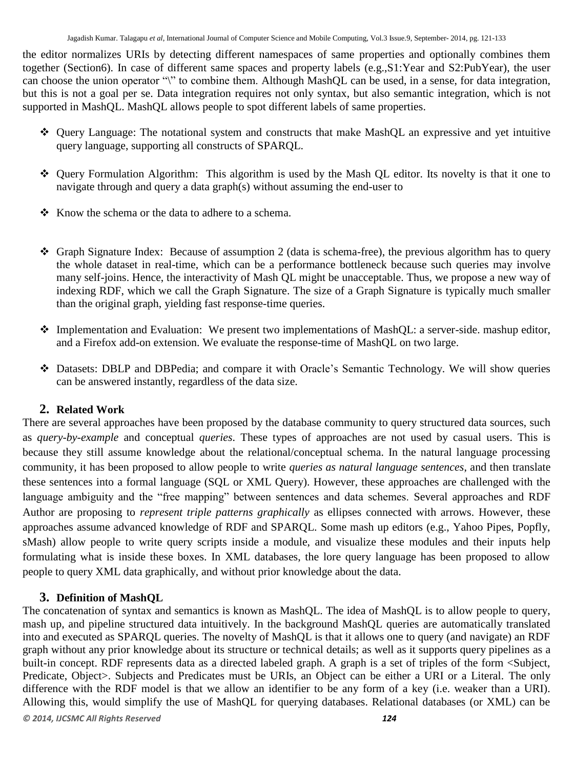the editor normalizes URIs by detecting different namespaces of same properties and optionally combines them together (Section6). In case of different same spaces and property labels (e.g.,S1:Year and S2:PubYear), the user can choose the union operator "\" to combine them. Although MashQL can be used, in a sense, for data integration, but this is not a goal per se. Data integration requires not only syntax, but also semantic integration, which is not supported in MashQL. MashQL allows people to spot different labels of same properties.

- Query Language: The notational system and constructs that make MashQL an expressive and yet intuitive query language, supporting all constructs of SPARQL.
- Query Formulation Algorithm: This algorithm is used by the Mash QL editor. Its novelty is that it one to navigate through and query a data graph(s) without assuming the end-user to
- Know the schema or the data to adhere to a schema.
- Graph Signature Index: Because of assumption 2 (data is schema-free), the previous algorithm has to query the whole dataset in real-time, which can be a performance bottleneck because such queries may involve many self-joins. Hence, the interactivity of Mash QL might be unacceptable. Thus, we propose a new way of indexing RDF, which we call the Graph Signature. The size of a Graph Signature is typically much smaller than the original graph, yielding fast response-time queries.
- Implementation and Evaluation: We present two implementations of MashQL: a server-side. mashup editor, and a Firefox add-on extension. We evaluate the response-time of MashQL on two large.
- Datasets: DBLP and DBPedia; and compare it with Oracle's Semantic Technology. We will show queries can be answered instantly, regardless of the data size.

## 2. Related Work

There are several approaches have been proposed by the database community to query structured data sources, such as *query-by-example* and conceptual *queries*. These types of approaches are not used by casual users. This is because they still assume knowledge about the relational/conceptual schema. In the natural language processing community, it has been proposed to allow people to write *queries as natural language sentences*, and then translate these sentences into a formal language (SQL or XML Query). However, these approaches are challenged with the language ambiguity and the "free mapping" between sentences and data schemes. Several approaches and RDF Author are proposing to *represent triple patterns graphically* as ellipses connected with arrows. However, these approaches assume advanced knowledge of RDF and SPARQL. Some mash up editors (e.g., Yahoo Pipes, Popfly, sMash) allow people to write query scripts inside a module, and visualize these modules and their inputs help formulating what is inside these boxes. In XML databases, the lore query language has been proposed to allow people to query XML data graphically, and without prior knowledge about the data.

## 3. Definition of MashQL

The concatenation of syntax and semantics is known as MashQL. The idea of MashQL is to allow people to query, mash up, and pipeline structured data intuitively. In the background MashQL queries are automatically translated into and executed as SPARQL queries. The novelty of MashQL is that it allows one to query (and navigate) an RDF graph without any prior knowledge about its structure or technical details; as well as it supports query pipelines as a built-in concept. RDF represents data as a directed labeled graph. A graph is a set of triples of the form <Subject, Predicate, Object>. Subjects and Predicates must be URIs, an Object can be either a URI or a Literal. The only difference with the RDF model is that we allow an identifier to be any form of a key (i.e. weaker than a URI). Allowing this, would simplify the use of MashQL for querying databases. Relational databases (or XML) can be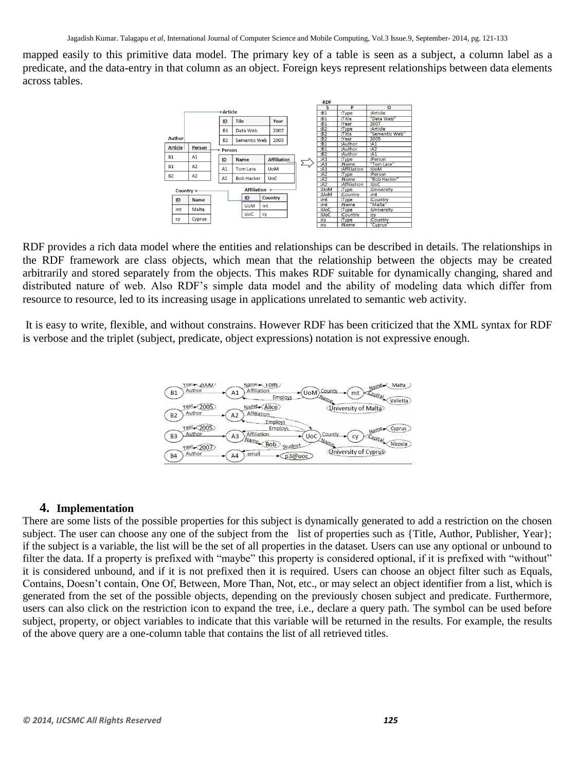mapped easily to this primitive data model. The primary key of a table is seen as a subject, a column label as a predicate, and the data-entry in that column as an object. Foreign keys represent relationships between data elements across tables.

RDF provides a rich data model where the entities and relationships can be described in details. The relationships in the RDF framework are class objects, which mean that the relationship between the objects may be created arbitrarily and stored separately from the objects. This makes RDF suitable for dynamically changing, shared and distributed nature of web. Also RDF's simple data model and the ability of modeling data which differ from resource to resource, led to its increasing usage in applications unrelated to semantic web activity.

It is easy to write, flexible, and without constrains. However RDF has been criticized that the XML syntax for RDF is verbose and the triplet (subject, predicate, object expressions) notation is not expressive enough.

## 4. Implementation

There are some lists of the possible properties for this subject is dynamically generated to add a restriction on the chosen subject. The user can choose any one of the subject from the list of properties such as {Title, Author, Publisher, Year}; if the subject is a variable, the list will be the set of all properties in the dataset. Users can use any optional or unbound to filter the data. If a property is prefixed with "maybe" this property is considered optional, if it is prefixed with "without" it is considered unbound, and if it is not prefixed then it is required. Users can choose an object filter such as Equals, Contains, Doesn't contain, One Of, Between, More Than, Not, etc., or may select an object identifier from a list, which is generated from the set of the possible objects, depending on the previously chosen subject and predicate. Furthermore, users can also click on the restriction icon to expand the tree, i.e., declare a query path. The symbol can be used before subject, property, or object variables to indicate that this variable will be returned in the results. For example, the results of the above query are a one-column table that contains the list of all retrieved titles.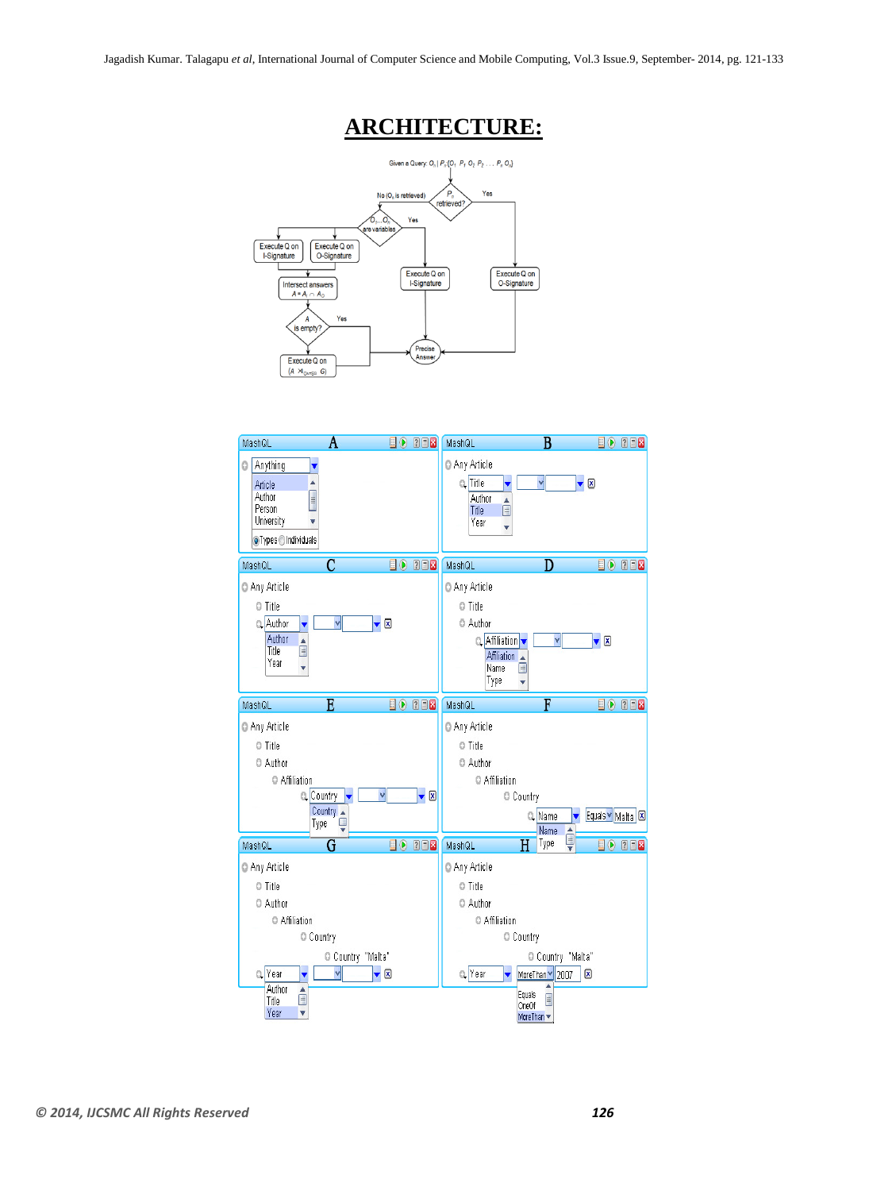# ARCHITECTURE: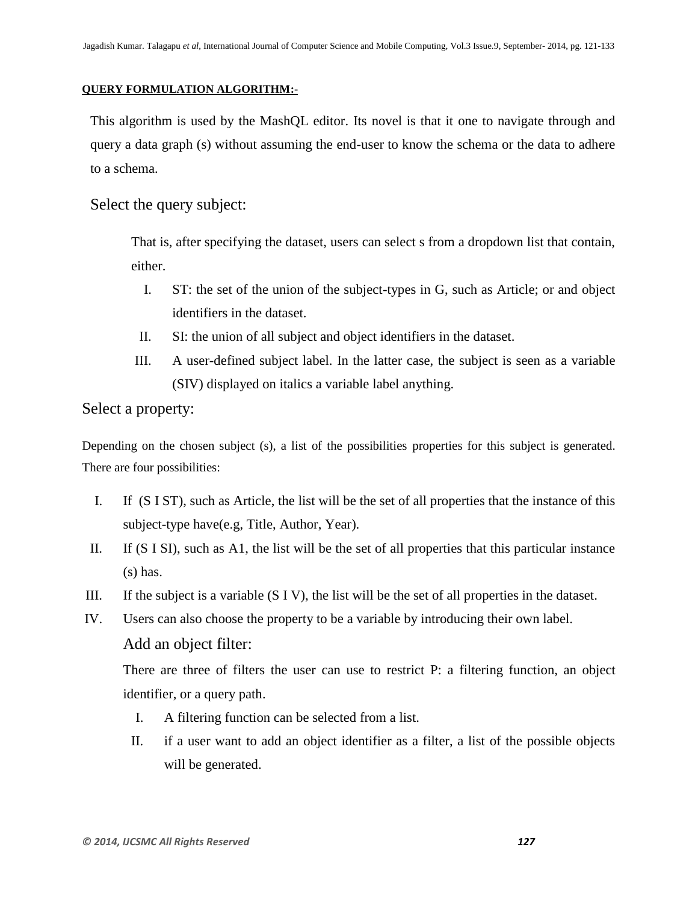**QUERY FORMULATION ALGORITHM:-**

This algorithm is used by the MashQL editor. Its novel is that it one to navigate through and query a data graph (s) without assuming the end-user to know the schema or the data to adhere to a schema.

### Select the query subject:

That is, after specifying the dataset, users can select s from a dropdown list that contain, either.

I. ST: the set of the union of the subject-types in G, such as Article; or and object identifiers in the dataset.

II. SI: the union of all subject and object identifiers in the dataset.

III. A user-defined subject label. In the latter case, the subject is seen as a variable (SIV) displayed on italics a variable label anything.

### Select a property:

Depending on the chosen subject (s), a list of the possibilities properties for this subject is generated. There are four possibilities:

I. If (S I ST), such as Article, the list will be the set of all properties that the instance of this subject-type have(e.g, Title, Author, Year).

II. If (S I SI), such as A1, the list will be the set of all properties that this particular instance (s) has.

III. If the subject is a variable (S I V), the list will be the set of all properties in the dataset.

IV. Users can also choose the property to be a variable by introducing their own label.

### Add an object filter:

There are three of filters the user can use to restrict P: a filtering function, an object identifier, or a query path.

I. A filtering function can be selected from a list.

II. if a user want to add an object identifier as a filter, a list of the possible objects will be generated.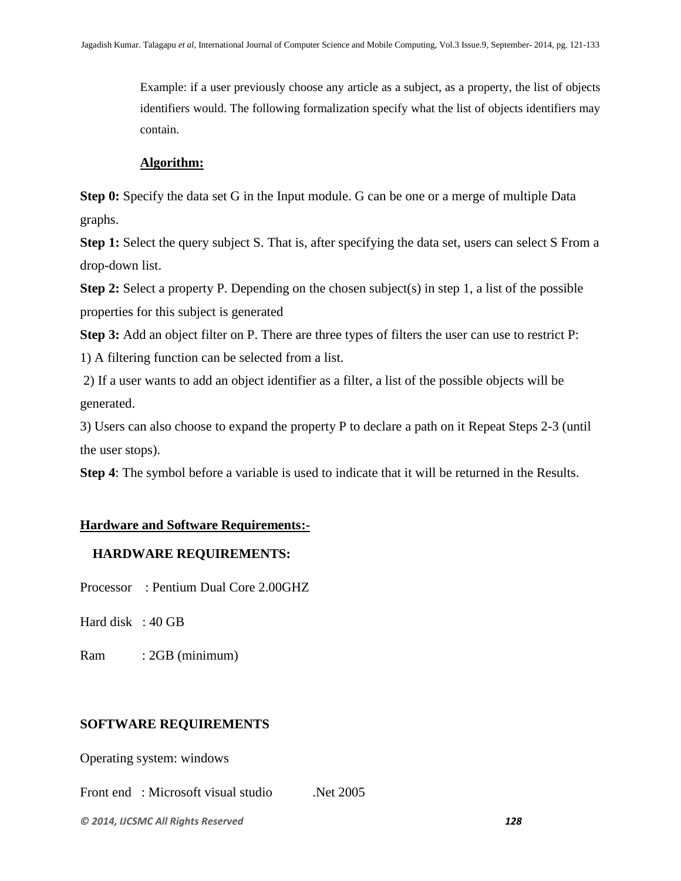Example: if a user previously choose any article as a subject, as a property, the list of objects identifiers would. The following formalization specify what the list of objects identifiers may contain.

**Algorithm:**

**Step 0:** Specify the data set G in the Input module. G can be one or a merge of multiple Data graphs.

**Step 1:** Select the query subject S. That is, after specifying the data set, users can select S From a drop-down list.

**Step 2:** Select a property P. Depending on the chosen subject(s) in step 1, a list of the possible properties for this subject is generated

**Step 3:** Add an object filter on P. There are three types of filters the user can use to restrict P:

1) A filtering function can be selected from a list.

2) If a user wants to add an object identifier as a filter, a list of the possible objects will be generated.

3) Users can also choose to expand the property P to declare a path on it Repeat Steps 2-3 (until the user stops).

**Step 4**: The symbol before a variable is used to indicate that it will be returned in the Results.

## Hardware and Software Requirements:-

### HARDWARE REQUIREMENTS:

Processor : Pentium Dual Core 2.00GHZ

Hard disk : 40 GB

Ram : 2GB (minimum)

### SOFTWARE REQUIREMENTS

Operating system: windows

Front end : Microsoft visual studio .Net 2005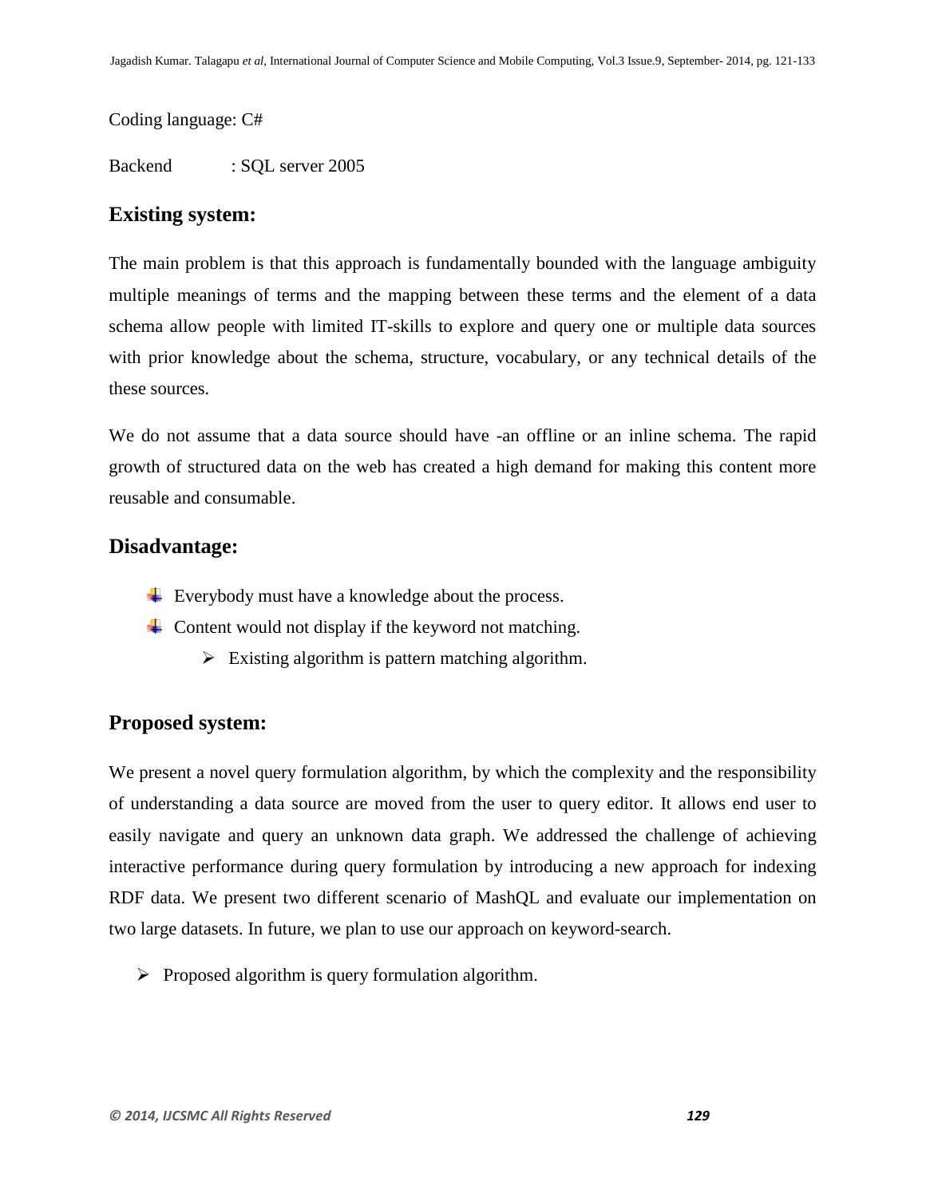Coding language: C#

Backend : SQL server 2005

## Existing system:

The main problem is that this approach is fundamentally bounded with the language ambiguity multiple meanings of terms and the mapping between these terms and the element of a data schema allow people with limited IT-skills to explore and query one or multiple data sources with prior knowledge about the schema, structure, vocabulary, or any technical details of the these sources.

We do not assume that a data source should have -an offline or an inline schema. The rapid growth of structured data on the web has created a high demand for making this content more reusable and consumable.

## Disadvantage:

- Everybody must have a knowledge about the process.
- Content would not display if the keyword not matching.
    - Existing algorithm is pattern matching algorithm.

## Proposed system:

We present a novel query formulation algorithm, by which the complexity and the responsibility of understanding a data source are moved from the user to query editor. It allows end user to easily navigate and query an unknown data graph. We addressed the challenge of achieving interactive performance during query formulation by introducing a new approach for indexing RDF data. We present two different scenario of MashQL and evaluate our implementation on two large datasets. In future, we plan to use our approach on keyword-search.

- Proposed algorithm is query formulation algorithm.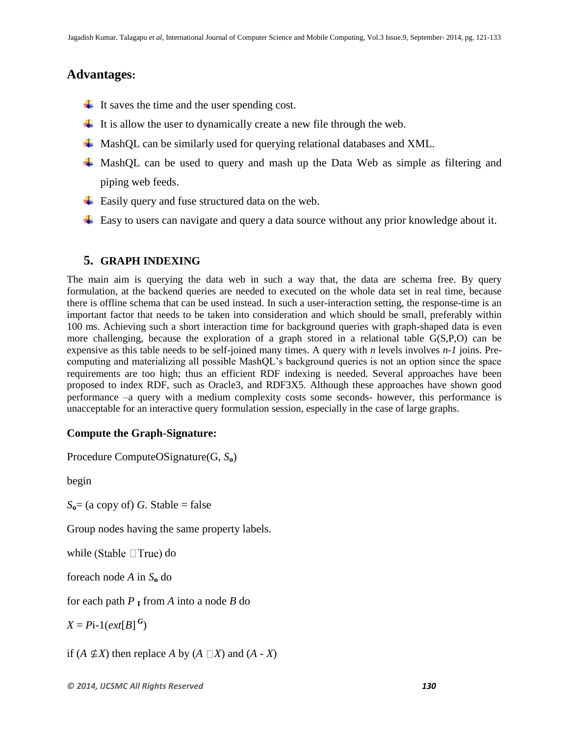## Advantages:

- It saves the time and the user spending cost.
- It is allow the user to dynamically create a new file through the web.
- MashQL can be similarly used for querying relational databases and XML.
- MashQL can be used to query and mash up the Data Web as simple as filtering and piping web feeds.
- Easily query and fuse structured data on the web.
- Easy to users can navigate and query a data source without any prior knowledge about it.

## 5. GRAPH INDEXING

The main aim is querying the data web in such a way that, the data are schema free. By query formulation, at the backend queries are needed to executed on the whole data set in real time, because there is offline schema that can be used instead. In such a user-interaction setting, the response-time is an important factor that needs to be taken into consideration and which should be small, preferably within 100 ms. Achieving such a short interaction time for background queries with graph-shaped data is even more challenging, because the exploration of a graph stored in a relational table G(S,P,O) can be expensive as this table needs to be self-joined many times. A query with *n* levels involves *n-1* joins. Pre-computing and materializing all possible MashQL's background queries is not an option since the space requirements are too high; thus an efficient RDF indexing is needed. Several approaches have been proposed to index RDF, such as Oracle3, and RDF3X5. Although these approaches have shown good performance –a query with a medium complexity costs some seconds- however, this performance is unacceptable for an interactive query formulation session, especially in the case of large graphs.

### Compute the Graph-Signature:

Procedure ComputeOSignature(G, $S_o$)

begin

$S_o$= (a copy of) *G*. Stable = false

Group nodes having the same property labels.

while (Stable □True) do

foreach node *A* in $S_o$ do

for each path $P_I$ from *A* into a node *B* do

$X = P_{i}\text{-}1(ext[B]^{G})$

if ($A \nsubseteq X$) then replace *A* by ($A$ □$X$) and ($A$ - $X$)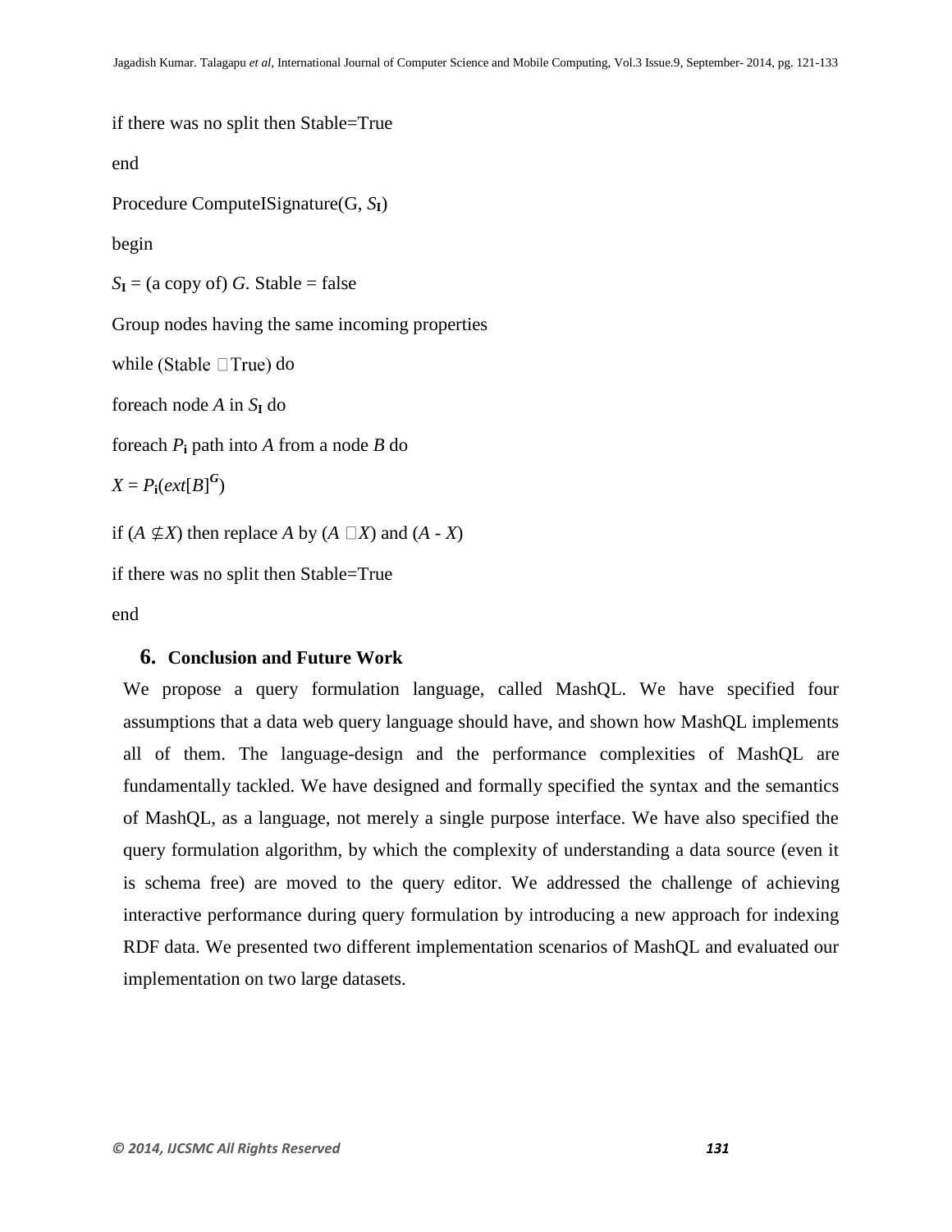if there was no split then Stable=True

end

Procedure ComputeISignature(G, $S_I$)

begin

$S_I$ = (a copy of) $G$. Stable = false

Group nodes having the same incoming properties

while (Stable True) do

foreach node $A$ in $S_I$ do

foreach $P_i$ path into $A$ from a node $B$ do

$X = P_i(ext[B]^G)$

if ($A \not\subseteq X$) then replace $A$ by ($A$ $X$) and ($A$ - $X$)

if there was no split then Stable=True

end

## 6. Conclusion and Future Work

We propose a query formulation language, called MashQL. We have specified four assumptions that a data web query language should have, and shown how MashQL implements all of them. The language-design and the performance complexities of MashQL are fundamentally tackled. We have designed and formally specified the syntax and the semantics of MashQL, as a language, not merely a single purpose interface. We have also specified the query formulation algorithm, by which the complexity of understanding a data source (even it is schema free) are moved to the query editor. We addressed the challenge of achieving interactive performance during query formulation by introducing a new approach for indexing RDF data. We presented two different implementation scenarios of MashQL and evaluated our implementation on two large datasets.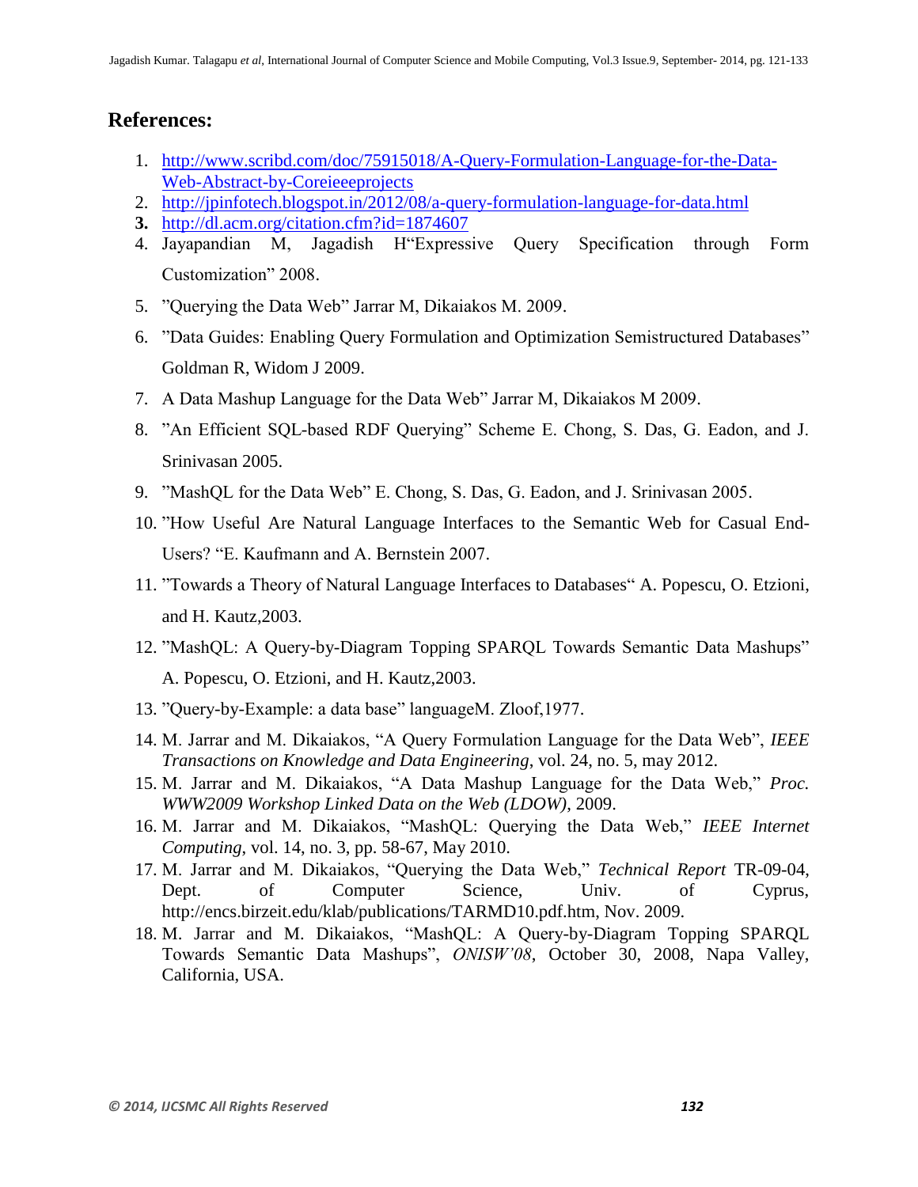## References:

1. http://www.scribd.com/doc/75915018/A-Query-Formulation-Language-for-the-Data-Web-Abstract-by-Coreieeeprojects
2. http://jpinfotech.blogspot.in/2012/08/a-query-formulation-language-for-data.html
3. http://dl.acm.org/citation.cfm?id=1874607
4. Jayapandian M, Jagadish H"Expressive Query Specification through Form Customization" 2008.
5. "Querying the Data Web" Jarrar M, Dikaiakos M. 2009.
6. "Data Guides: Enabling Query Formulation and Optimization Semistructured Databases" Goldman R, Widom J 2009.
7. A Data Mashup Language for the Data Web" Jarrar M, Dikaiakos M 2009.
8. "An Efficient SQL-based RDF Querying" Scheme E. Chong, S. Das, G. Eadon, and J. Srinivasan 2005.
9. "MashQL for the Data Web" E. Chong, S. Das, G. Eadon, and J. Srinivasan 2005.
10. "How Useful Are Natural Language Interfaces to the Semantic Web for Casual End-Users? "E. Kaufmann and A. Bernstein 2007.
11. "Towards a Theory of Natural Language Interfaces to Databases" A. Popescu, O. Etzioni, and H. Kautz,2003.
12. "MashQL: A Query-by-Diagram Topping SPARQL Towards Semantic Data Mashups" A. Popescu, O. Etzioni, and H. Kautz,2003.
13. "Query-by-Example: a data base" languageM. Zloof,1977.
14. M. Jarrar and M. Dikaiakos, "A Query Formulation Language for the Data Web", *IEEE Transactions on Knowledge and Data Engineering*, vol. 24, no. 5, may 2012.
15. M. Jarrar and M. Dikaiakos, "A Data Mashup Language for the Data Web," *Proc. WWW2009 Workshop Linked Data on the Web (LDOW)*, 2009.
16. M. Jarrar and M. Dikaiakos, "MashQL: Querying the Data Web," *IEEE Internet Computing*, vol. 14, no. 3, pp. 58-67, May 2010.
17. M. Jarrar and M. Dikaiakos, "Querying the Data Web," *Technical Report* TR-09-04, Dept. of Computer Science, Univ. of Cyprus, http://encs.birzeit.edu/klab/publications/TARMD10.pdf.htm, Nov. 2009.
18. M. Jarrar and M. Dikaiakos, "MashQL: A Query-by-Diagram Topping SPARQL Towards Semantic Data Mashups", *ONISW'08*, October 30, 2008, Napa Valley, California, USA.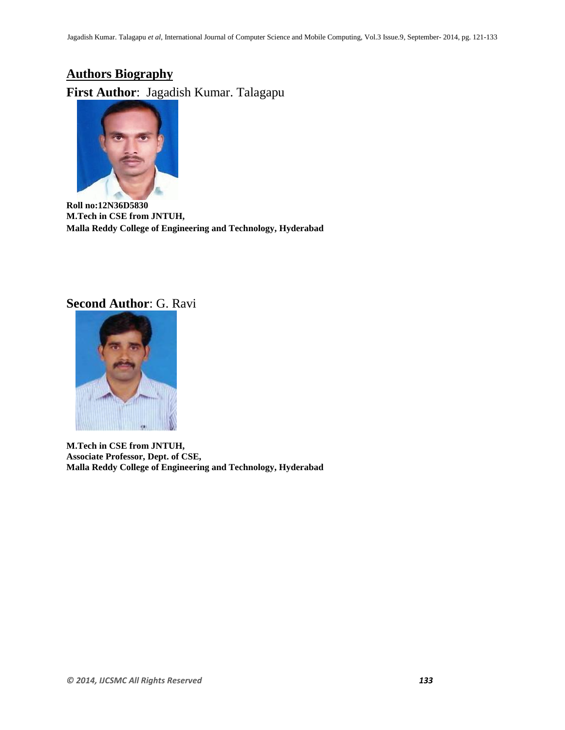## Authors Biography

**First Author**: Jagadish Kumar. Talagapu

**Roll no:12N36D5830**
**M.Tech in CSE from JNTUH,**
**Malla Reddy College of Engineering and Technology, Hyderabad**

**Second Author**: G. Ravi

**M.Tech in CSE from JNTUH,**
**Associate Professor, Dept. of CSE,**
**Malla Reddy College of Engineering and Technology, Hyderabad**